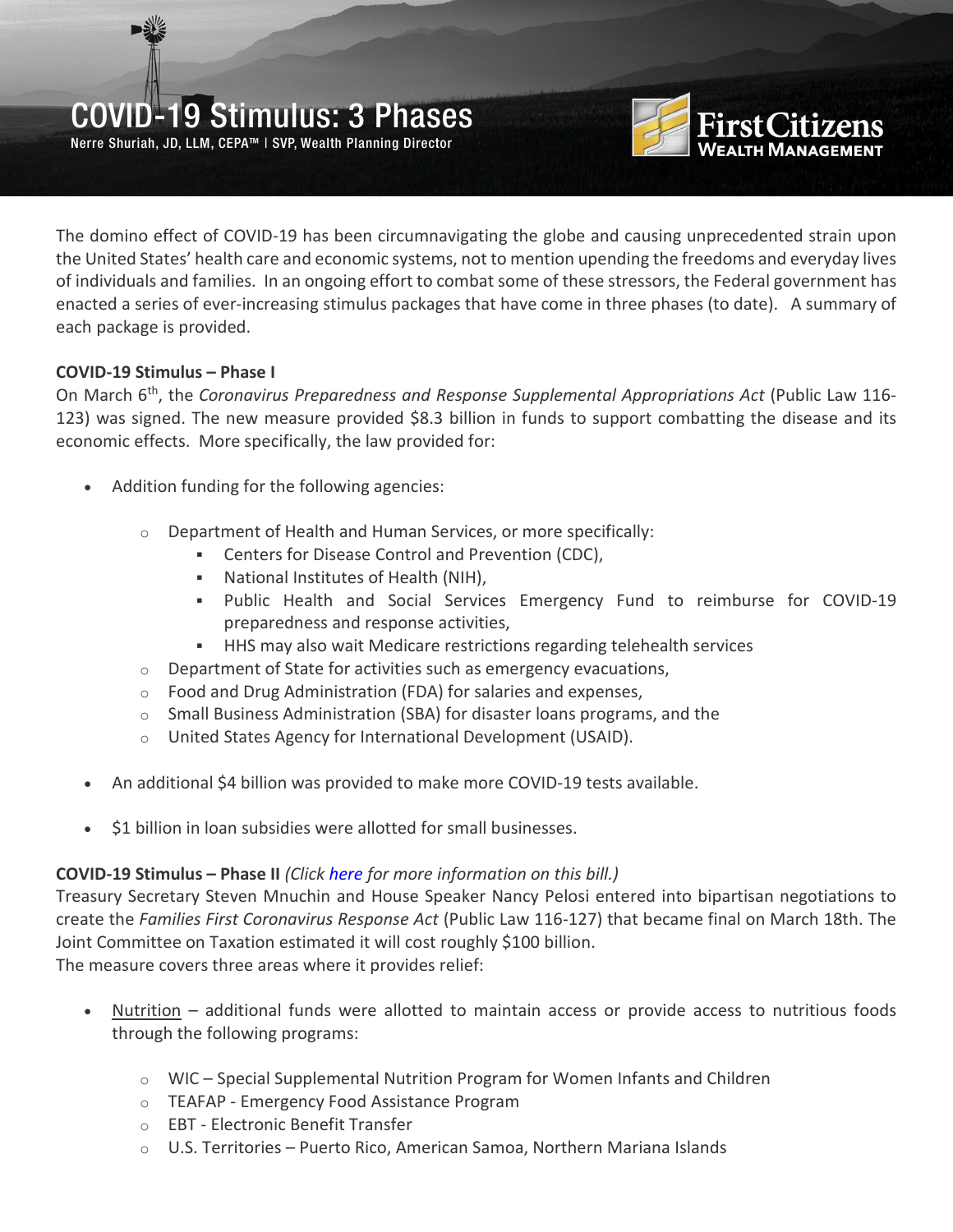# COVID-19 Stimulus: 3 Phases

Nerre Shuriah, JD, LLM, CEPA™ | SVP, Wealth Planning Director

First Citizens Wealth Management

The domino effect of COVID-19 has been circumnavigating the globe and causing unprecedented strain upon the United States' health care and economic systems, not to mention upending the freedoms and everyday lives of individuals and families. In an ongoing effort to combat some of these stressors, the Federal government has enacted a series of ever-increasing stimulus packages that have come in three phases (to date). A summary of each package is provided.

**COVID-19 Stimulus – Phase I**

On March 6th, the *Coronavirus Preparedness and Response Supplemental Appropriations Act* (Public Law 116-123) was signed. The new measure provided $8.3 billion in funds to support combatting the disease and its economic effects. More specifically, the law provided for:

- Addition funding for the following agencies:
  - Department of Health and Human Services, or more specifically:
    - Centers for Disease Control and Prevention (CDC),
    - National Institutes of Health (NIH),
    - Public Health and Social Services Emergency Fund to reimburse for COVID-19 preparedness and response activities,
    - HHS may also wait Medicare restrictions regarding telehealth services
  - Department of State for activities such as emergency evacuations,
  - Food and Drug Administration (FDA) for salaries and expenses,
  - Small Business Administration (SBA) for disaster loans programs, and the
  - United States Agency for International Development (USAID).
- An additional $4 billion was provided to make more COVID-19 tests available.
- $1 billion in loan subsidies were allotted for small businesses.

**COVID-19 Stimulus – Phase II** *(Click here for more information on this bill.)*

Treasury Secretary Steven Mnuchin and House Speaker Nancy Pelosi entered into bipartisan negotiations to create the *Families First Coronavirus Response Act* (Public Law 116-127) that became final on March 18th. The Joint Committee on Taxation estimated it will cost roughly $100 billion.

The measure covers three areas where it provides relief:

- Nutrition – additional funds were allotted to maintain access or provide access to nutritious foods through the following programs:
  - WIC – Special Supplemental Nutrition Program for Women Infants and Children
  - TEAFAP - Emergency Food Assistance Program
  - EBT - Electronic Benefit Transfer
  - U.S. Territories – Puerto Rico, American Samoa, Northern Mariana Islands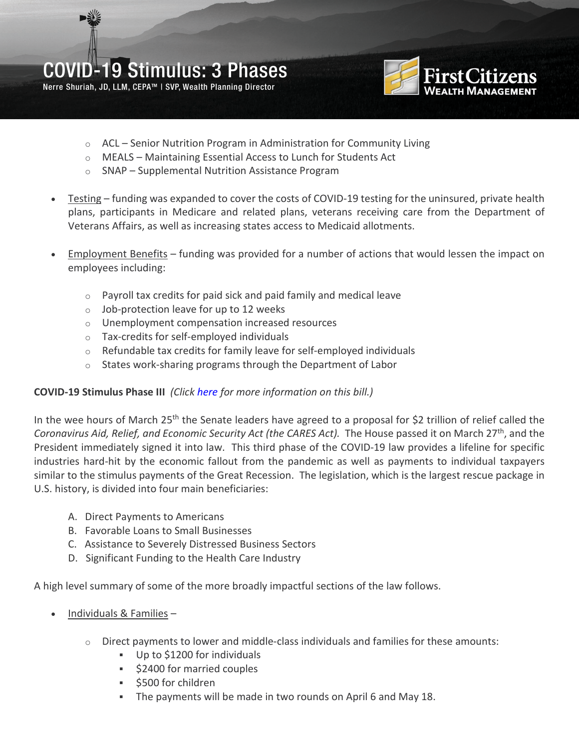- ACL – Senior Nutrition Program in Administration for Community Living
    - MEALS – Maintaining Essential Access to Lunch for Students Act
    - SNAP – Supplemental Nutrition Assistance Program

- Testing – funding was expanded to cover the costs of COVID-19 testing for the uninsured, private health plans, participants in Medicare and related plans, veterans receiving care from the Department of Veterans Affairs, as well as increasing states access to Medicaid allotments.

- Employment Benefits – funding was provided for a number of actions that would lessen the impact on employees including:

    - Payroll tax credits for paid sick and paid family and medical leave
    - Job-protection leave for up to 12 weeks
    - Unemployment compensation increased resources
    - Tax-credits for self-employed individuals
    - Refundable tax credits for family leave for self-employed individuals
    - States work-sharing programs through the Department of Labor

**COVID-19 Stimulus Phase III** *(Click here for more information on this bill.)*

In the wee hours of March 25th the Senate leaders have agreed to a proposal for $2 trillion of relief called the *Coronavirus Aid, Relief, and Economic Security Act (the CARES Act).* The House passed it on March 27th, and the President immediately signed it into law. This third phase of the COVID-19 law provides a lifeline for specific industries hard-hit by the economic fallout from the pandemic as well as payments to individual taxpayers similar to the stimulus payments of the Great Recession. The legislation, which is the largest rescue package in U.S. history, is divided into four main beneficiaries:

A. Direct Payments to Americans
B. Favorable Loans to Small Businesses
C. Assistance to Severely Distressed Business Sectors
D. Significant Funding to the Health Care Industry

A high level summary of some of the more broadly impactful sections of the law follows.

- Individuals & Families –

    - Direct payments to lower and middle-class individuals and families for these amounts:
        - Up to $1200 for individuals
        - $2400 for married couples
        - $500 for children
        - The payments will be made in two rounds on April 6 and May 18.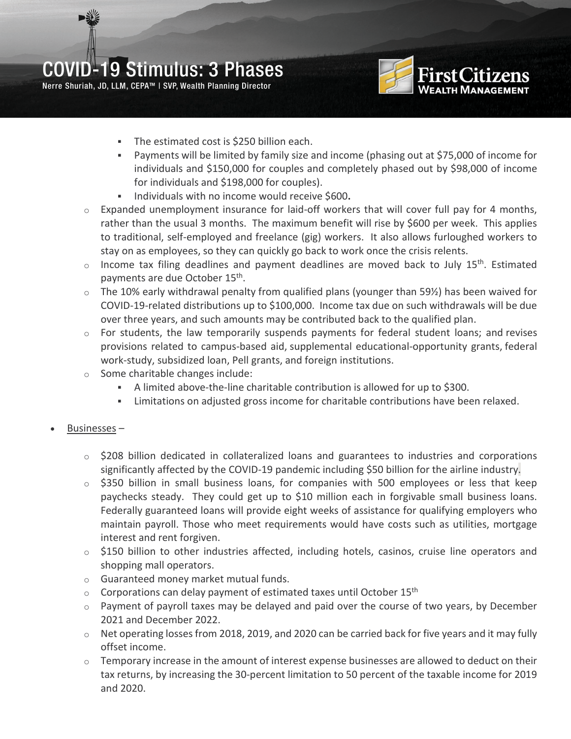- The estimated cost is $250 billion each.
  - Payments will be limited by family size and income (phasing out at $75,000 of income for individuals and $150,000 for couples and completely phased out by $98,000 of income for individuals and $198,000 for couples).
  - Individuals with no income would receive $600.

- Expanded unemployment insurance for laid-off workers that will cover full pay for 4 months, rather than the usual 3 months. The maximum benefit will rise by $600 per week. This applies to traditional, self-employed and freelance (gig) workers. It also allows furloughed workers to stay on as employees, so they can quickly go back to work once the crisis relents.
- Income tax filing deadlines and payment deadlines are moved back to July 15th. Estimated payments are due October 15th.
- The 10% early withdrawal penalty from qualified plans (younger than 59½) has been waived for COVID-19-related distributions up to $100,000. Income tax due on such withdrawals will be due over three years, and such amounts may be contributed back to the qualified plan.
- For students, the law temporarily suspends payments for federal student loans; and revises provisions related to campus-based aid, supplemental educational-opportunity grants, federal work-study, subsidized loan, Pell grants, and foreign institutions.
- Some charitable changes include:
  - A limited above-the-line charitable contribution is allowed for up to $300.
  - Limitations on adjusted gross income for charitable contributions have been relaxed.

- Businesses –
  - $208 billion dedicated in collateralized loans and guarantees to industries and corporations significantly affected by the COVID-19 pandemic including $50 billion for the airline industry.
  - $350 billion in small business loans, for companies with 500 employees or less that keep paychecks steady. They could get up to $10 million each in forgivable small business loans. Federally guaranteed loans will provide eight weeks of assistance for qualifying employers who maintain payroll. Those who meet requirements would have costs such as utilities, mortgage interest and rent forgiven.
  - $150 billion to other industries affected, including hotels, casinos, cruise line operators and shopping mall operators.
  - Guaranteed money market mutual funds.
  - Corporations can delay payment of estimated taxes until October 15th
  - Payment of payroll taxes may be delayed and paid over the course of two years, by December 2021 and December 2022.
  - Net operating losses from 2018, 2019, and 2020 can be carried back for five years and it may fully offset income.
  - Temporary increase in the amount of interest expense businesses are allowed to deduct on their tax returns, by increasing the 30-percent limitation to 50 percent of the taxable income for 2019 and 2020.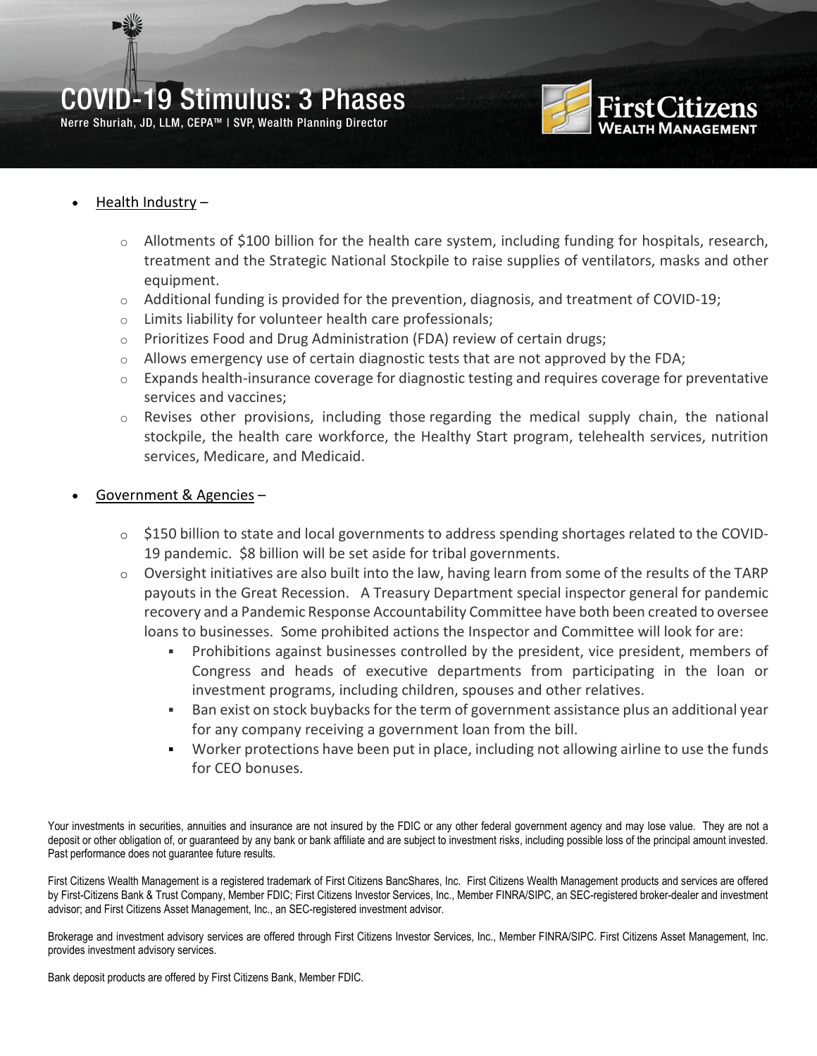- Health Industry –
  - Allotments of $100 billion for the health care system, including funding for hospitals, research, treatment and the Strategic National Stockpile to raise supplies of ventilators, masks and other equipment.
  - Additional funding is provided for the prevention, diagnosis, and treatment of COVID-19;
  - Limits liability for volunteer health care professionals;
  - Prioritizes Food and Drug Administration (FDA) review of certain drugs;
  - Allows emergency use of certain diagnostic tests that are not approved by the FDA;
  - Expands health-insurance coverage for diagnostic testing and requires coverage for preventative services and vaccines;
  - Revises other provisions, including those regarding the medical supply chain, the national stockpile, the health care workforce, the Healthy Start program, telehealth services, nutrition services, Medicare, and Medicaid.

- Government & Agencies –
  - $150 billion to state and local governments to address spending shortages related to the COVID-19 pandemic. $8 billion will be set aside for tribal governments.
  - Oversight initiatives are also built into the law, having learn from some of the results of the TARP payouts in the Great Recession. A Treasury Department special inspector general for pandemic recovery and a Pandemic Response Accountability Committee have both been created to oversee loans to businesses. Some prohibited actions the Inspector and Committee will look for are:
    - Prohibitions against businesses controlled by the president, vice president, members of Congress and heads of executive departments from participating in the loan or investment programs, including children, spouses and other relatives.
    - Ban exist on stock buybacks for the term of government assistance plus an additional year for any company receiving a government loan from the bill.
    - Worker protections have been put in place, including not allowing airline to use the funds for CEO bonuses.

Your investments in securities, annuities and insurance are not insured by the FDIC or any other federal government agency and may lose value. They are not a deposit or other obligation of, or guaranteed by any bank or bank affiliate and are subject to investment risks, including possible loss of the principal amount invested. Past performance does not guarantee future results.

First Citizens Wealth Management is a registered trademark of First Citizens BancShares, Inc. First Citizens Wealth Management products and services are offered by First-Citizens Bank & Trust Company, Member FDIC; First Citizens Investor Services, Inc., Member FINRA/SIPC, an SEC-registered broker-dealer and investment advisor; and First Citizens Asset Management, Inc., an SEC-registered investment advisor.

Brokerage and investment advisory services are offered through First Citizens Investor Services, Inc., Member FINRA/SIPC. First Citizens Asset Management, Inc. provides investment advisory services.

Bank deposit products are offered by First Citizens Bank, Member FDIC.